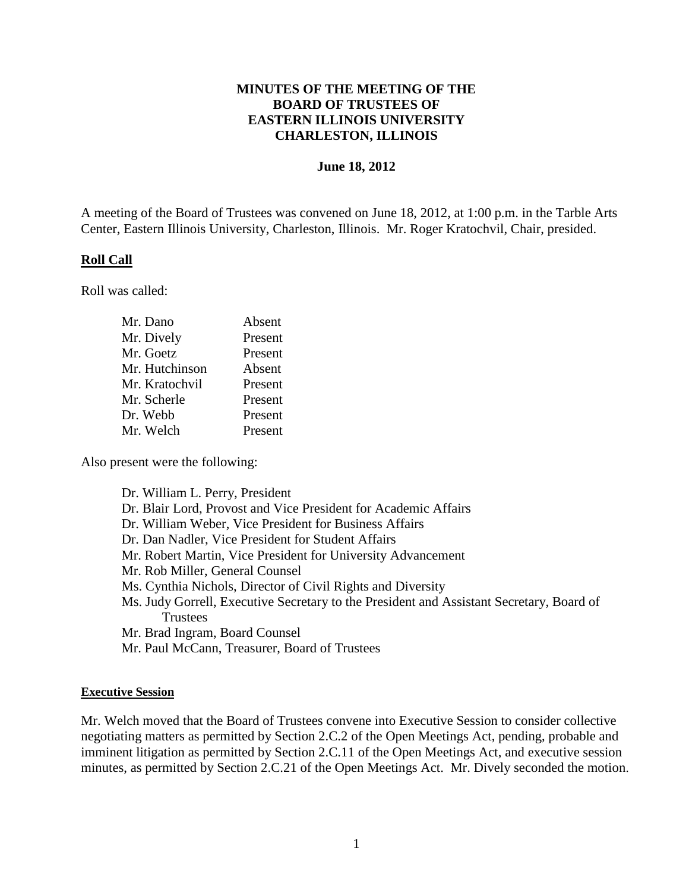# MINUTES OF THE MEETING OF THE BOARD OF TRUSTEES OF EASTERN ILLINOIS UNIVERSITY CHARLESTON, ILLINOIS

**June 18, 2012**

A meeting of the Board of Trustees was convened on June 18, 2012, at 1:00 p.m. in the Tarble Arts Center, Eastern Illinois University, Charleston, Illinois. Mr. Roger Kratochvil, Chair, presided.

## Roll Call

Roll was called:

| | |
|---|---|
| Mr. Dano | Absent |
| Mr. Dively | Present |
| Mr. Goetz | Present |
| Mr. Hutchinson | Absent |
| Mr. Kratochvil | Present |
| Mr. Scherle | Present |
| Dr. Webb | Present |
| Mr. Welch | Present |

Also present were the following:

- Dr. William L. Perry, President
- Dr. Blair Lord, Provost and Vice President for Academic Affairs
- Dr. William Weber, Vice President for Business Affairs
- Dr. Dan Nadler, Vice President for Student Affairs
- Mr. Robert Martin, Vice President for University Advancement
- Mr. Rob Miller, General Counsel
- Ms. Cynthia Nichols, Director of Civil Rights and Diversity
- Ms. Judy Gorrell, Executive Secretary to the President and Assistant Secretary, Board of Trustees
- Mr. Brad Ingram, Board Counsel
- Mr. Paul McCann, Treasurer, Board of Trustees

### Executive Session

Mr. Welch moved that the Board of Trustees convene into Executive Session to consider collective negotiating matters as permitted by Section 2.C.2 of the Open Meetings Act, pending, probable and imminent litigation as permitted by Section 2.C.11 of the Open Meetings Act, and executive session minutes, as permitted by Section 2.C.21 of the Open Meetings Act. Mr. Dively seconded the motion.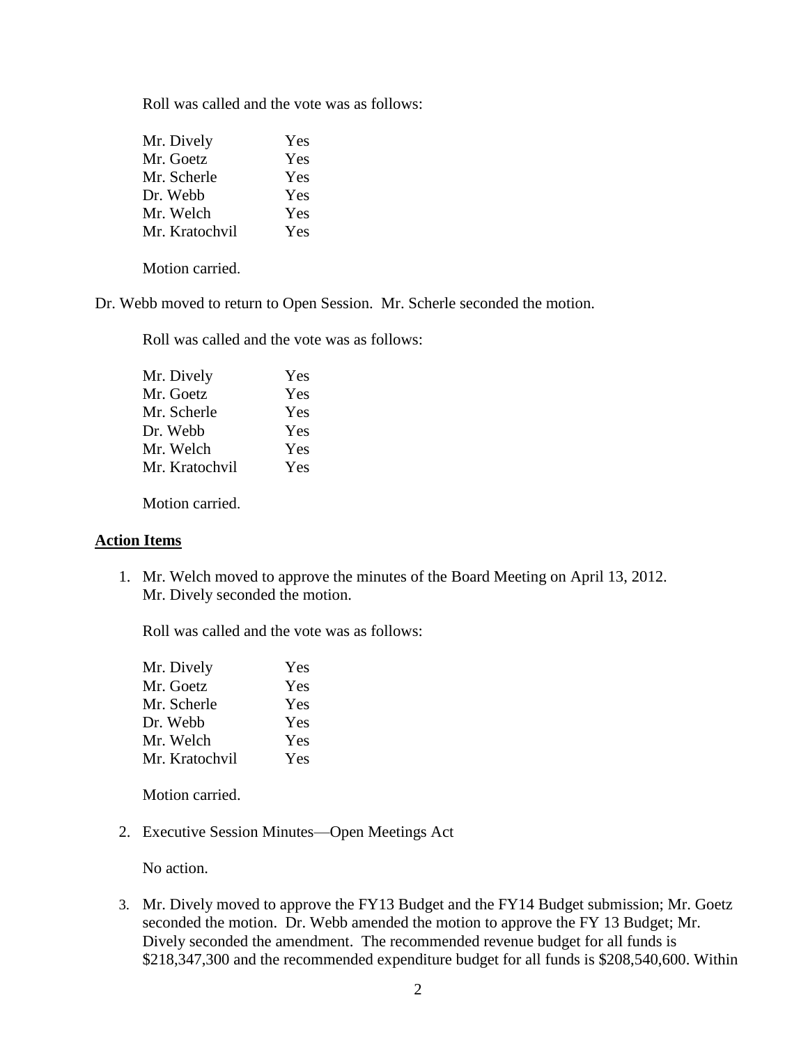Roll was called and the vote was as follows:

| | |
|---|---|
| Mr. Dively | Yes |
| Mr. Goetz | Yes |
| Mr. Scherle | Yes |
| Dr. Webb | Yes |
| Mr. Welch | Yes |
| Mr. Kratochvil | Yes |

Motion carried.

Dr. Webb moved to return to Open Session. Mr. Scherle seconded the motion.

Roll was called and the vote was as follows:

| | |
|---|---|
| Mr. Dively | Yes |
| Mr. Goetz | Yes |
| Mr. Scherle | Yes |
| Dr. Webb | Yes |
| Mr. Welch | Yes |
| Mr. Kratochvil | Yes |

Motion carried.

**Action Items**

1. Mr. Welch moved to approve the minutes of the Board Meeting on April 13, 2012. Mr. Dively seconded the motion.

   Roll was called and the vote was as follows:

   | | |
   |---|---|
   | Mr. Dively | Yes |
   | Mr. Goetz | Yes |
   | Mr. Scherle | Yes |
   | Dr. Webb | Yes |
   | Mr. Welch | Yes |
   | Mr. Kratochvil | Yes |

   Motion carried.

2. Executive Session Minutes—Open Meetings Act

   No action.

3. Mr. Dively moved to approve the FY13 Budget and the FY14 Budget submission; Mr. Goetz seconded the motion. Dr. Webb amended the motion to approve the FY 13 Budget; Mr. Dively seconded the amendment. The recommended revenue budget for all funds is \$218,347,300 and the recommended expenditure budget for all funds is \$208,540,600. Within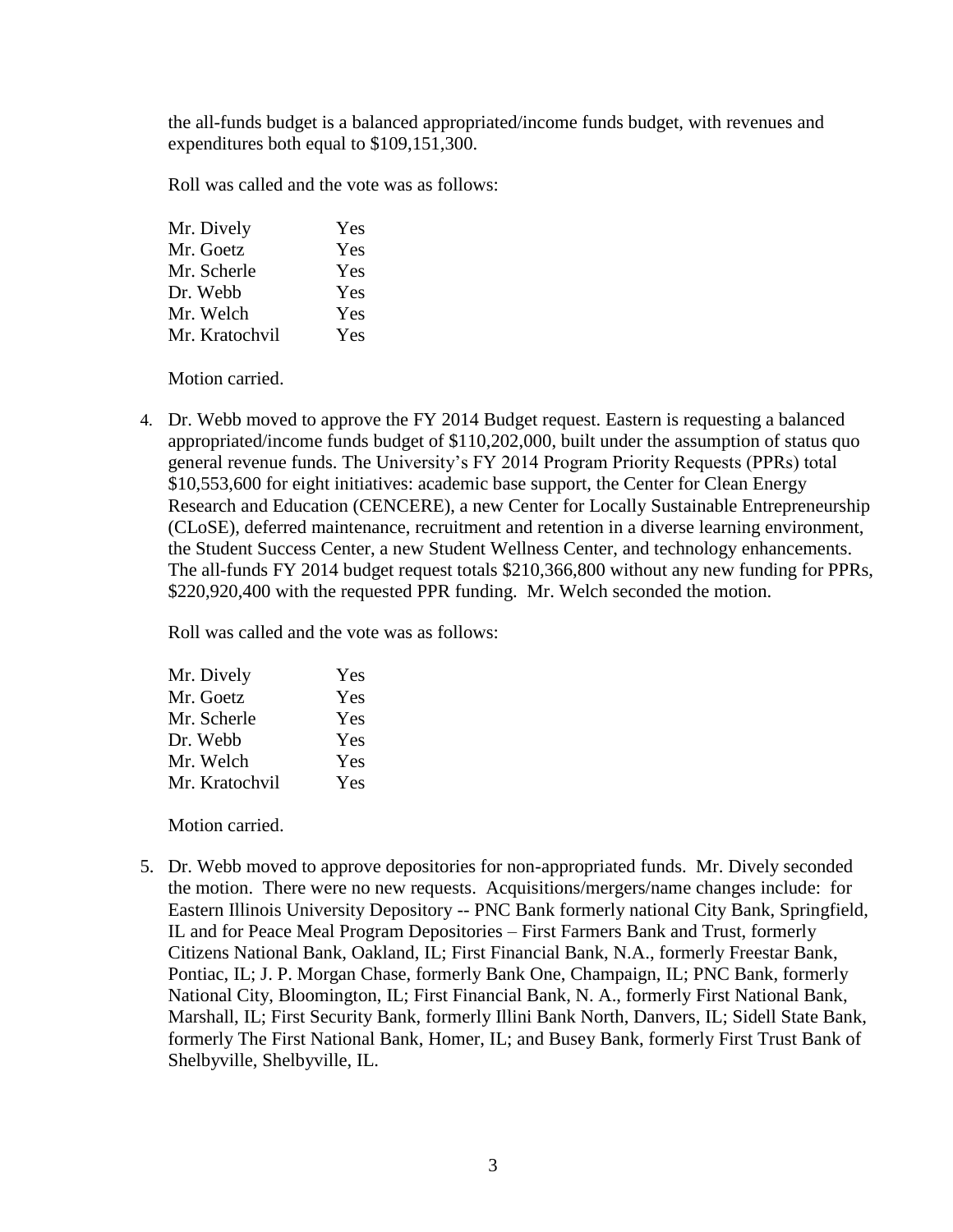the all-funds budget is a balanced appropriated/income funds budget, with revenues and expenditures both equal to $109,151,300.

Roll was called and the vote was as follows:

| | |
|---|---|
| Mr. Dively | Yes |
| Mr. Goetz | Yes |
| Mr. Scherle | Yes |
| Dr. Webb | Yes |
| Mr. Welch | Yes |
| Mr. Kratochvil | Yes |

Motion carried.

4. Dr. Webb moved to approve the FY 2014 Budget request. Eastern is requesting a balanced appropriated/income funds budget of $110,202,000, built under the assumption of status quo general revenue funds. The University's FY 2014 Program Priority Requests (PPRs) total $10,553,600 for eight initiatives: academic base support, the Center for Clean Energy Research and Education (CENCERE), a new Center for Locally Sustainable Entrepreneurship (CLoSE), deferred maintenance, recruitment and retention in a diverse learning environment, the Student Success Center, a new Student Wellness Center, and technology enhancements. The all-funds FY 2014 budget request totals $210,366,800 without any new funding for PPRs, $220,920,400 with the requested PPR funding. Mr. Welch seconded the motion.

   Roll was called and the vote was as follows:

   | | |
   |---|---|
   | Mr. Dively | Yes |
   | Mr. Goetz | Yes |
   | Mr. Scherle | Yes |
   | Dr. Webb | Yes |
   | Mr. Welch | Yes |
   | Mr. Kratochvil | Yes |

   Motion carried.

5. Dr. Webb moved to approve depositories for non-appropriated funds. Mr. Dively seconded the motion. There were no new requests. Acquisitions/mergers/name changes include: for Eastern Illinois University Depository -- PNC Bank formerly national City Bank, Springfield, IL and for Peace Meal Program Depositories – First Farmers Bank and Trust, formerly Citizens National Bank, Oakland, IL; First Financial Bank, N.A., formerly Freestar Bank, Pontiac, IL; J. P. Morgan Chase, formerly Bank One, Champaign, IL; PNC Bank, formerly National City, Bloomington, IL; First Financial Bank, N. A., formerly First National Bank, Marshall, IL; First Security Bank, formerly Illini Bank North, Danvers, IL; Sidell State Bank, formerly The First National Bank, Homer, IL; and Busey Bank, formerly First Trust Bank of Shelbyville, Shelbyville, IL.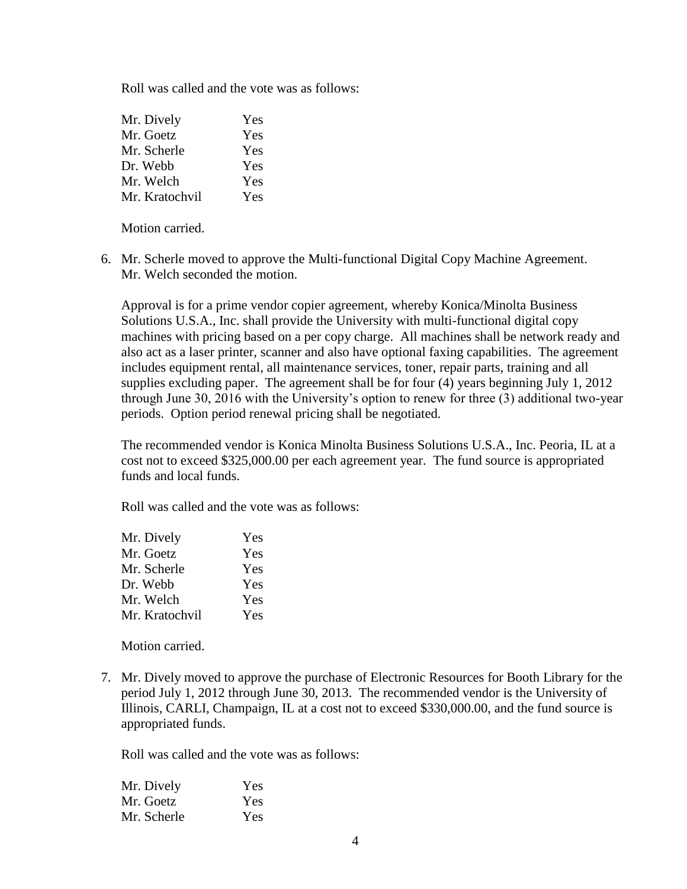Roll was called and the vote was as follows:

| | |
|---|---|
| Mr. Dively | Yes |
| Mr. Goetz | Yes |
| Mr. Scherle | Yes |
| Dr. Webb | Yes |
| Mr. Welch | Yes |
| Mr. Kratochvil | Yes |

Motion carried.

6. Mr. Scherle moved to approve the Multi-functional Digital Copy Machine Agreement. Mr. Welch seconded the motion.

   Approval is for a prime vendor copier agreement, whereby Konica/Minolta Business Solutions U.S.A., Inc. shall provide the University with multi-functional digital copy machines with pricing based on a per copy charge. All machines shall be network ready and also act as a laser printer, scanner and also have optional faxing capabilities. The agreement includes equipment rental, all maintenance services, toner, repair parts, training and all supplies excluding paper. The agreement shall be for four (4) years beginning July 1, 2012 through June 30, 2016 with the University's option to renew for three (3) additional two-year periods. Option period renewal pricing shall be negotiated.

   The recommended vendor is Konica Minolta Business Solutions U.S.A., Inc. Peoria, IL at a cost not to exceed $325,000.00 per each agreement year. The fund source is appropriated funds and local funds.

   Roll was called and the vote was as follows:

   | | |
   |---|---|
   | Mr. Dively | Yes |
   | Mr. Goetz | Yes |
   | Mr. Scherle | Yes |
   | Dr. Webb | Yes |
   | Mr. Welch | Yes |
   | Mr. Kratochvil | Yes |

   Motion carried.

7. Mr. Dively moved to approve the purchase of Electronic Resources for Booth Library for the period July 1, 2012 through June 30, 2013. The recommended vendor is the University of Illinois, CARLI, Champaign, IL at a cost not to exceed $330,000.00, and the fund source is appropriated funds.

   Roll was called and the vote was as follows:

   | | |
   |---|---|
   | Mr. Dively | Yes |
   | Mr. Goetz | Yes |
   | Mr. Scherle | Yes |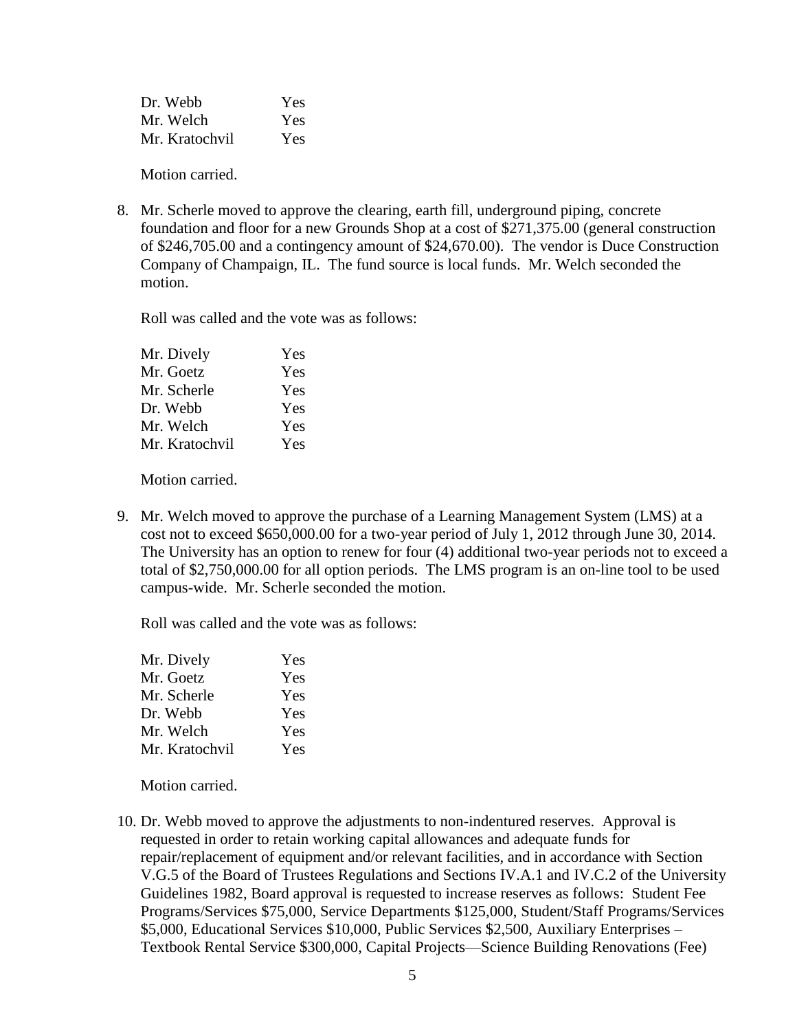| | |
|---|---|
| Dr. Webb | Yes |
| Mr. Welch | Yes |
| Mr. Kratochvil | Yes |

Motion carried.

8. Mr. Scherle moved to approve the clearing, earth fill, underground piping, concrete foundation and floor for a new Grounds Shop at a cost of $271,375.00 (general construction of $246,705.00 and a contingency amount of $24,670.00). The vendor is Duce Construction Company of Champaign, IL. The fund source is local funds. Mr. Welch seconded the motion.

   Roll was called and the vote was as follows:

   | | |
   |---|---|
   | Mr. Dively | Yes |
   | Mr. Goetz | Yes |
   | Mr. Scherle | Yes |
   | Dr. Webb | Yes |
   | Mr. Welch | Yes |
   | Mr. Kratochvil | Yes |

   Motion carried.

9. Mr. Welch moved to approve the purchase of a Learning Management System (LMS) at a cost not to exceed $650,000.00 for a two-year period of July 1, 2012 through June 30, 2014. The University has an option to renew for four (4) additional two-year periods not to exceed a total of $2,750,000.00 for all option periods. The LMS program is an on-line tool to be used campus-wide. Mr. Scherle seconded the motion.

   Roll was called and the vote was as follows:

   | | |
   |---|---|
   | Mr. Dively | Yes |
   | Mr. Goetz | Yes |
   | Mr. Scherle | Yes |
   | Dr. Webb | Yes |
   | Mr. Welch | Yes |
   | Mr. Kratochvil | Yes |

   Motion carried.

10. Dr. Webb moved to approve the adjustments to non-indentured reserves. Approval is requested in order to retain working capital allowances and adequate funds for repair/replacement of equipment and/or relevant facilities, and in accordance with Section V.G.5 of the Board of Trustees Regulations and Sections IV.A.1 and IV.C.2 of the University Guidelines 1982, Board approval is requested to increase reserves as follows: Student Fee Programs/Services $75,000, Service Departments $125,000, Student/Staff Programs/Services $5,000, Educational Services $10,000, Public Services $2,500, Auxiliary Enterprises – Textbook Rental Service $300,000, Capital Projects—Science Building Renovations (Fee)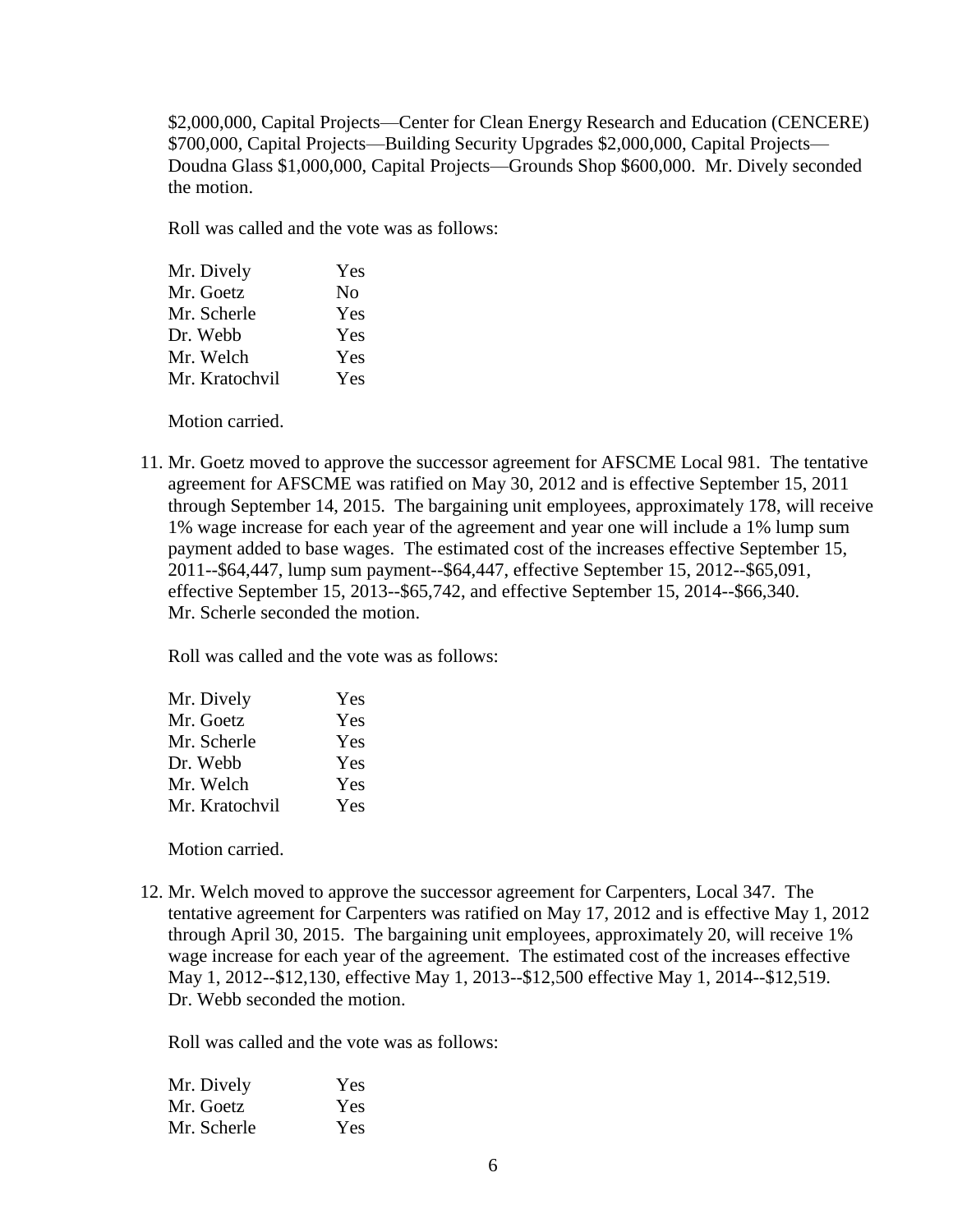$2,000,000, Capital Projects—Center for Clean Energy Research and Education (CENCERE) $700,000, Capital Projects—Building Security Upgrades $2,000,000, Capital Projects—Doudna Glass $1,000,000, Capital Projects—Grounds Shop $600,000. Mr. Dively seconded the motion.

Roll was called and the vote was as follows:

| | |
|---|---|
| Mr. Dively | Yes |
| Mr. Goetz | No |
| Mr. Scherle | Yes |
| Dr. Webb | Yes |
| Mr. Welch | Yes |
| Mr. Kratochvil | Yes |

Motion carried.

11. Mr. Goetz moved to approve the successor agreement for AFSCME Local 981. The tentative agreement for AFSCME was ratified on May 30, 2012 and is effective September 15, 2011 through September 14, 2015. The bargaining unit employees, approximately 178, will receive 1% wage increase for each year of the agreement and year one will include a 1% lump sum payment added to base wages. The estimated cost of the increases effective September 15, 2011--$64,447, lump sum payment--$64,447, effective September 15, 2012--$65,091, effective September 15, 2013--$65,742, and effective September 15, 2014--$66,340. Mr. Scherle seconded the motion.

    Roll was called and the vote was as follows:

    | | |
    |---|---|
    | Mr. Dively | Yes |
    | Mr. Goetz | Yes |
    | Mr. Scherle | Yes |
    | Dr. Webb | Yes |
    | Mr. Welch | Yes |
    | Mr. Kratochvil | Yes |

    Motion carried.

12. Mr. Welch moved to approve the successor agreement for Carpenters, Local 347. The tentative agreement for Carpenters was ratified on May 17, 2012 and is effective May 1, 2012 through April 30, 2015. The bargaining unit employees, approximately 20, will receive 1% wage increase for each year of the agreement. The estimated cost of the increases effective May 1, 2012--$12,130, effective May 1, 2013--$12,500 effective May 1, 2014--$12,519. Dr. Webb seconded the motion.

    Roll was called and the vote was as follows:

    | | |
    |---|---|
    | Mr. Dively | Yes |
    | Mr. Goetz | Yes |
    | Mr. Scherle | Yes |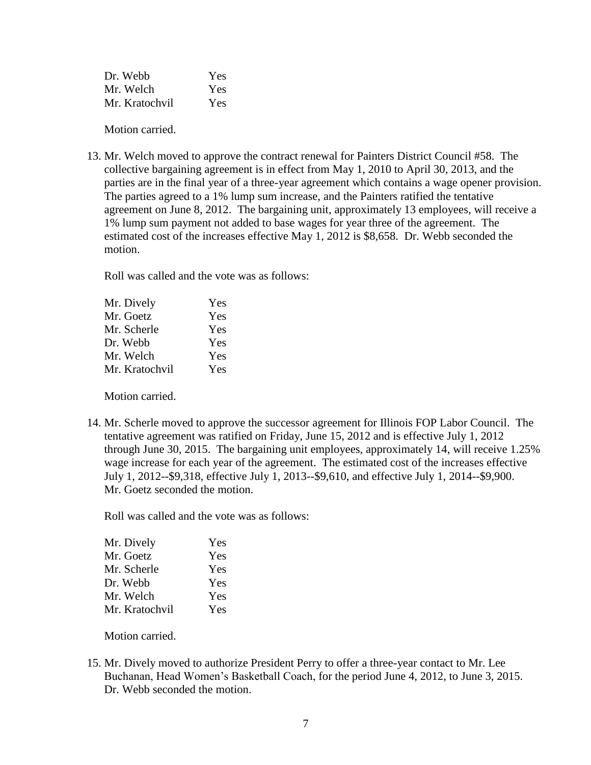| | |
|---|---|
| Dr. Webb | Yes |
| Mr. Welch | Yes |
| Mr. Kratochvil | Yes |

Motion carried.

13. Mr. Welch moved to approve the contract renewal for Painters District Council #58. The collective bargaining agreement is in effect from May 1, 2010 to April 30, 2013, and the parties are in the final year of a three-year agreement which contains a wage opener provision. The parties agreed to a 1% lump sum increase, and the Painters ratified the tentative agreement on June 8, 2012. The bargaining unit, approximately 13 employees, will receive a 1% lump sum payment not added to base wages for year three of the agreement. The estimated cost of the increases effective May 1, 2012 is $8,658. Dr. Webb seconded the motion.

   Roll was called and the vote was as follows:

   | | |
   |---|---|
   | Mr. Dively | Yes |
   | Mr. Goetz | Yes |
   | Mr. Scherle | Yes |
   | Dr. Webb | Yes |
   | Mr. Welch | Yes |
   | Mr. Kratochvil | Yes |

   Motion carried.

14. Mr. Scherle moved to approve the successor agreement for Illinois FOP Labor Council. The tentative agreement was ratified on Friday, June 15, 2012 and is effective July 1, 2012 through June 30, 2015. The bargaining unit employees, approximately 14, will receive 1.25% wage increase for each year of the agreement. The estimated cost of the increases effective July 1, 2012--$9,318, effective July 1, 2013--$9,610, and effective July 1, 2014--$9,900. Mr. Goetz seconded the motion.

   Roll was called and the vote was as follows:

   | | |
   |---|---|
   | Mr. Dively | Yes |
   | Mr. Goetz | Yes |
   | Mr. Scherle | Yes |
   | Dr. Webb | Yes |
   | Mr. Welch | Yes |
   | Mr. Kratochvil | Yes |

   Motion carried.

15. Mr. Dively moved to authorize President Perry to offer a three-year contact to Mr. Lee Buchanan, Head Women's Basketball Coach, for the period June 4, 2012, to June 3, 2015. Dr. Webb seconded the motion.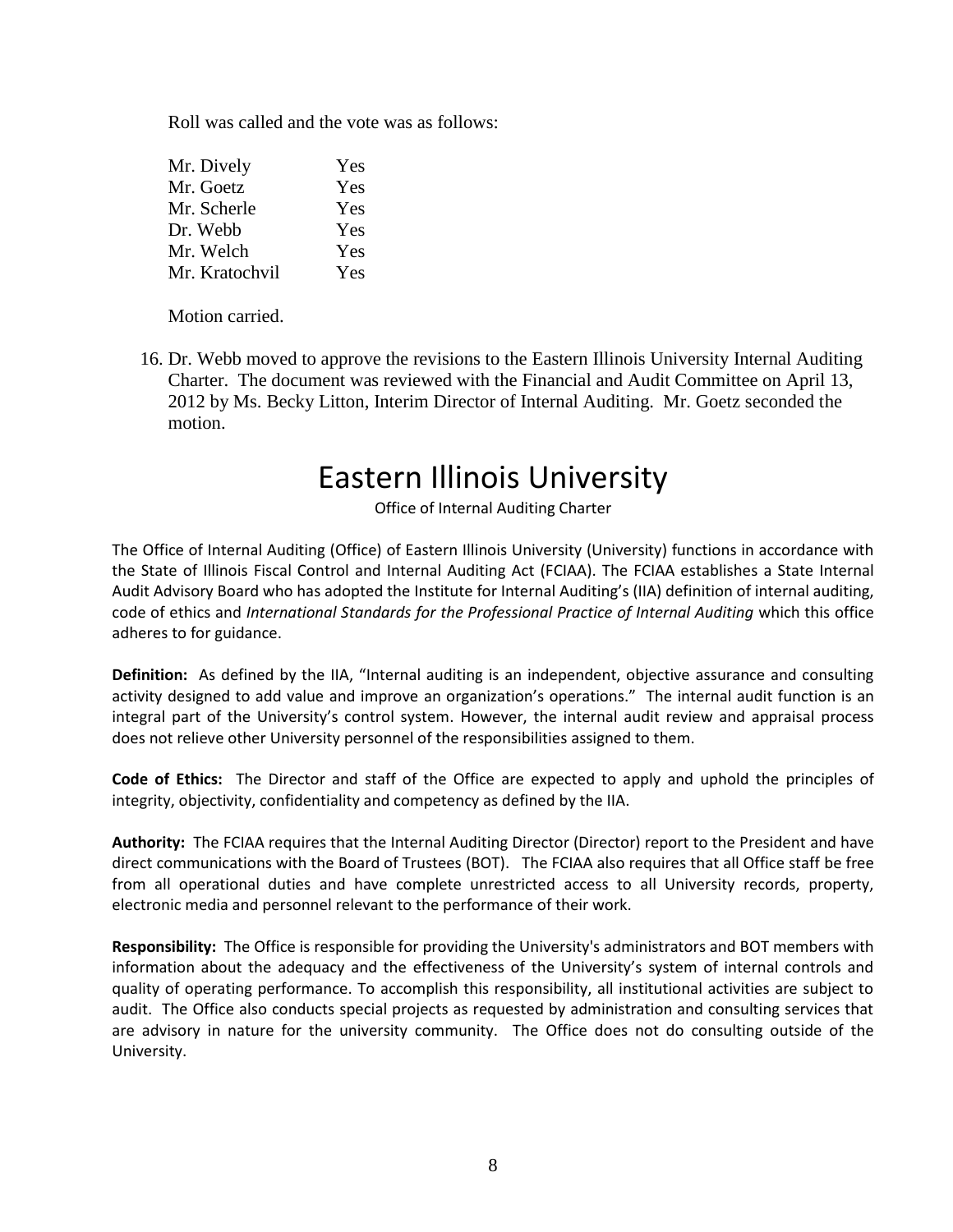Roll was called and the vote was as follows:

| | |
|---|---|
| Mr. Dively | Yes |
| Mr. Goetz | Yes |
| Mr. Scherle | Yes |
| Dr. Webb | Yes |
| Mr. Welch | Yes |
| Mr. Kratochvil | Yes |

Motion carried.

16. Dr. Webb moved to approve the revisions to the Eastern Illinois University Internal Auditing Charter. The document was reviewed with the Financial and Audit Committee on April 13, 2012 by Ms. Becky Litton, Interim Director of Internal Auditing. Mr. Goetz seconded the motion.

# Eastern Illinois University

Office of Internal Auditing Charter

The Office of Internal Auditing (Office) of Eastern Illinois University (University) functions in accordance with the State of Illinois Fiscal Control and Internal Auditing Act (FCIAA). The FCIAA establishes a State Internal Audit Advisory Board who has adopted the Institute for Internal Auditing's (IIA) definition of internal auditing, code of ethics and *International Standards for the Professional Practice of Internal Auditing* which this office adheres to for guidance.

**Definition:** As defined by the IIA, "Internal auditing is an independent, objective assurance and consulting activity designed to add value and improve an organization's operations." The internal audit function is an integral part of the University's control system. However, the internal audit review and appraisal process does not relieve other University personnel of the responsibilities assigned to them.

**Code of Ethics:** The Director and staff of the Office are expected to apply and uphold the principles of integrity, objectivity, confidentiality and competency as defined by the IIA.

**Authority:** The FCIAA requires that the Internal Auditing Director (Director) report to the President and have direct communications with the Board of Trustees (BOT). The FCIAA also requires that all Office staff be free from all operational duties and have complete unrestricted access to all University records, property, electronic media and personnel relevant to the performance of their work.

**Responsibility:** The Office is responsible for providing the University's administrators and BOT members with information about the adequacy and the effectiveness of the University's system of internal controls and quality of operating performance. To accomplish this responsibility, all institutional activities are subject to audit. The Office also conducts special projects as requested by administration and consulting services that are advisory in nature for the university community. The Office does not do consulting outside of the University.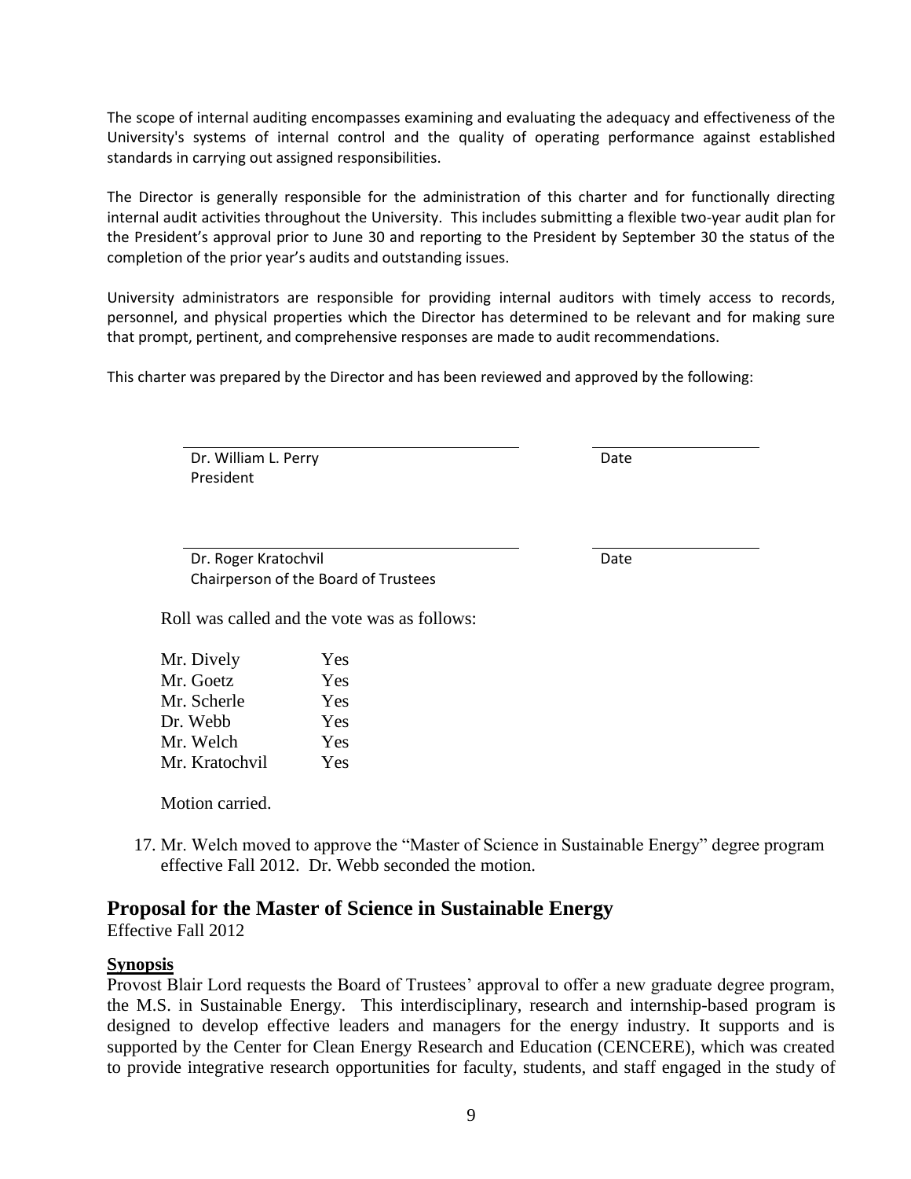The scope of internal auditing encompasses examining and evaluating the adequacy and effectiveness of the University's systems of internal control and the quality of operating performance against established standards in carrying out assigned responsibilities.

The Director is generally responsible for the administration of this charter and for functionally directing internal audit activities throughout the University. This includes submitting a flexible two-year audit plan for the President's approval prior to June 30 and reporting to the President by September 30 the status of the completion of the prior year's audits and outstanding issues.

University administrators are responsible for providing internal auditors with timely access to records, personnel, and physical properties which the Director has determined to be relevant and for making sure that prompt, pertinent, and comprehensive responses are made to audit recommendations.

This charter was prepared by the Director and has been reviewed and approved by the following:

\_\_\_\_\_\_\_\_\_\_\_\_\_\_\_\_\_\_\_\_\_\_\_\_\_\_\_\_\_\_\_\_\_\_\_\_\_\_\_\_ \_\_\_\_\_\_\_\_\_\_\_\_\_\_\_\_\_\_\_\_

Dr. William L. Perry  Date
President

\_\_\_\_\_\_\_\_\_\_\_\_\_\_\_\_\_\_\_\_\_\_\_\_\_\_\_\_\_\_\_\_\_\_\_\_\_\_\_\_ \_\_\_\_\_\_\_\_\_\_\_\_\_\_\_\_\_\_\_\_

Dr. Roger Kratochvil  Date
Chairperson of the Board of Trustees

Roll was called and the vote was as follows:

| | |
|---|---|
| Mr. Dively | Yes |
| Mr. Goetz | Yes |
| Mr. Scherle | Yes |
| Dr. Webb | Yes |
| Mr. Welch | Yes |
| Mr. Kratochvil | Yes |

Motion carried.

17. Mr. Welch moved to approve the "Master of Science in Sustainable Energy" degree program effective Fall 2012. Dr. Webb seconded the motion.

## Proposal for the Master of Science in Sustainable Energy

Effective Fall 2012

**Synopsis**

Provost Blair Lord requests the Board of Trustees' approval to offer a new graduate degree program, the M.S. in Sustainable Energy. This interdisciplinary, research and internship-based program is designed to develop effective leaders and managers for the energy industry. It supports and is supported by the Center for Clean Energy Research and Education (CENCERE), which was created to provide integrative research opportunities for faculty, students, and staff engaged in the study of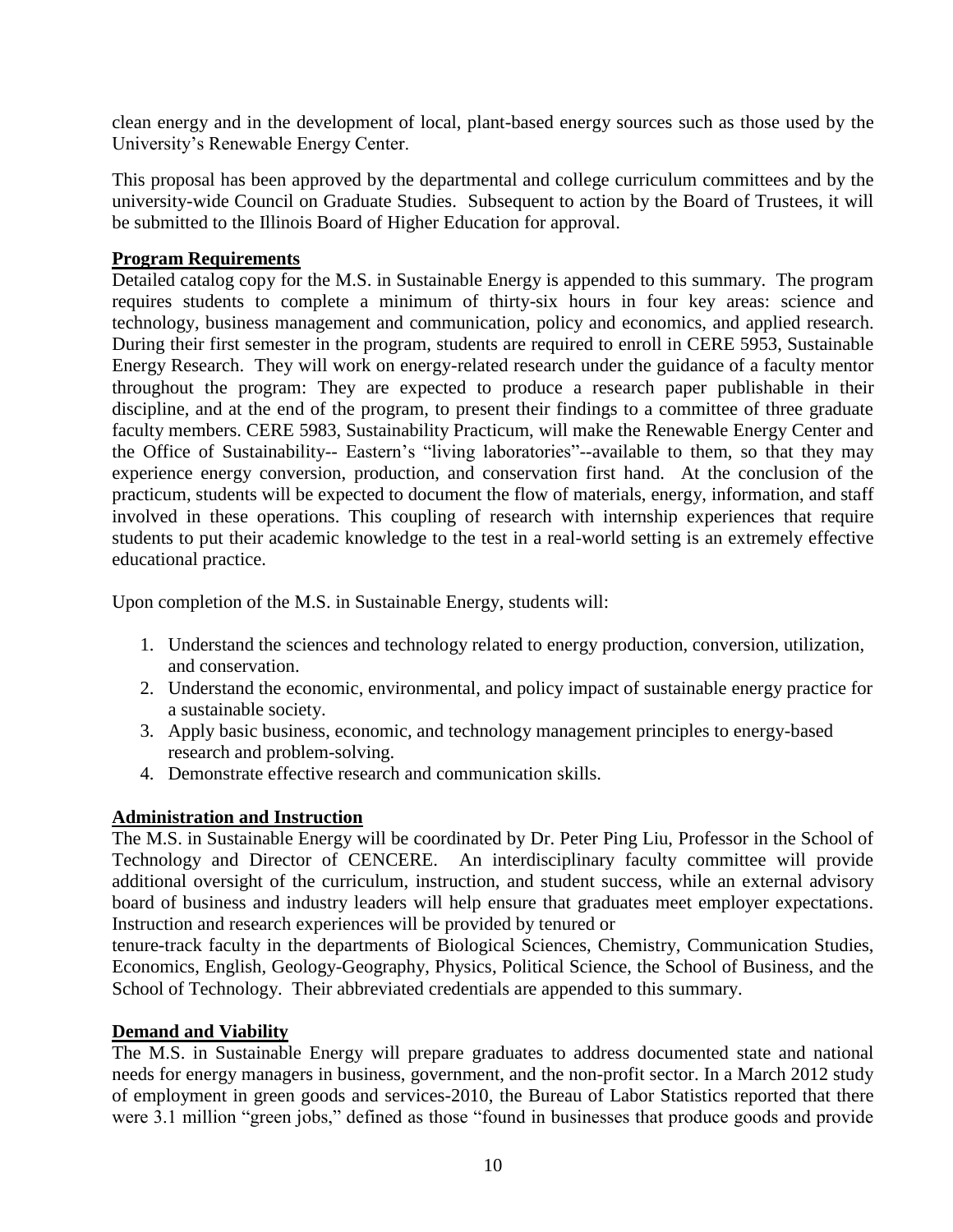clean energy and in the development of local, plant-based energy sources such as those used by the University's Renewable Energy Center.

This proposal has been approved by the departmental and college curriculum committees and by the university-wide Council on Graduate Studies. Subsequent to action by the Board of Trustees, it will be submitted to the Illinois Board of Higher Education for approval.

**Program Requirements**

Detailed catalog copy for the M.S. in Sustainable Energy is appended to this summary. The program requires students to complete a minimum of thirty-six hours in four key areas: science and technology, business management and communication, policy and economics, and applied research. During their first semester in the program, students are required to enroll in CERE 5953, Sustainable Energy Research. They will work on energy-related research under the guidance of a faculty mentor throughout the program: They are expected to produce a research paper publishable in their discipline, and at the end of the program, to present their findings to a committee of three graduate faculty members. CERE 5983, Sustainability Practicum, will make the Renewable Energy Center and the Office of Sustainability-- Eastern's "living laboratories"--available to them, so that they may experience energy conversion, production, and conservation first hand. At the conclusion of the practicum, students will be expected to document the flow of materials, energy, information, and staff involved in these operations. This coupling of research with internship experiences that require students to put their academic knowledge to the test in a real-world setting is an extremely effective educational practice.

Upon completion of the M.S. in Sustainable Energy, students will:

1. Understand the sciences and technology related to energy production, conversion, utilization, and conservation.
2. Understand the economic, environmental, and policy impact of sustainable energy practice for a sustainable society.
3. Apply basic business, economic, and technology management principles to energy-based research and problem-solving.
4. Demonstrate effective research and communication skills.

**Administration and Instruction**

The M.S. in Sustainable Energy will be coordinated by Dr. Peter Ping Liu, Professor in the School of Technology and Director of CENCERE. An interdisciplinary faculty committee will provide additional oversight of the curriculum, instruction, and student success, while an external advisory board of business and industry leaders will help ensure that graduates meet employer expectations. Instruction and research experiences will be provided by tenured or tenure-track faculty in the departments of Biological Sciences, Chemistry, Communication Studies, Economics, English, Geology-Geography, Physics, Political Science, the School of Business, and the School of Technology. Their abbreviated credentials are appended to this summary.

**Demand and Viability**

The M.S. in Sustainable Energy will prepare graduates to address documented state and national needs for energy managers in business, government, and the non-profit sector. In a March 2012 study of employment in green goods and services-2010, the Bureau of Labor Statistics reported that there were 3.1 million "green jobs," defined as those "found in businesses that produce goods and provide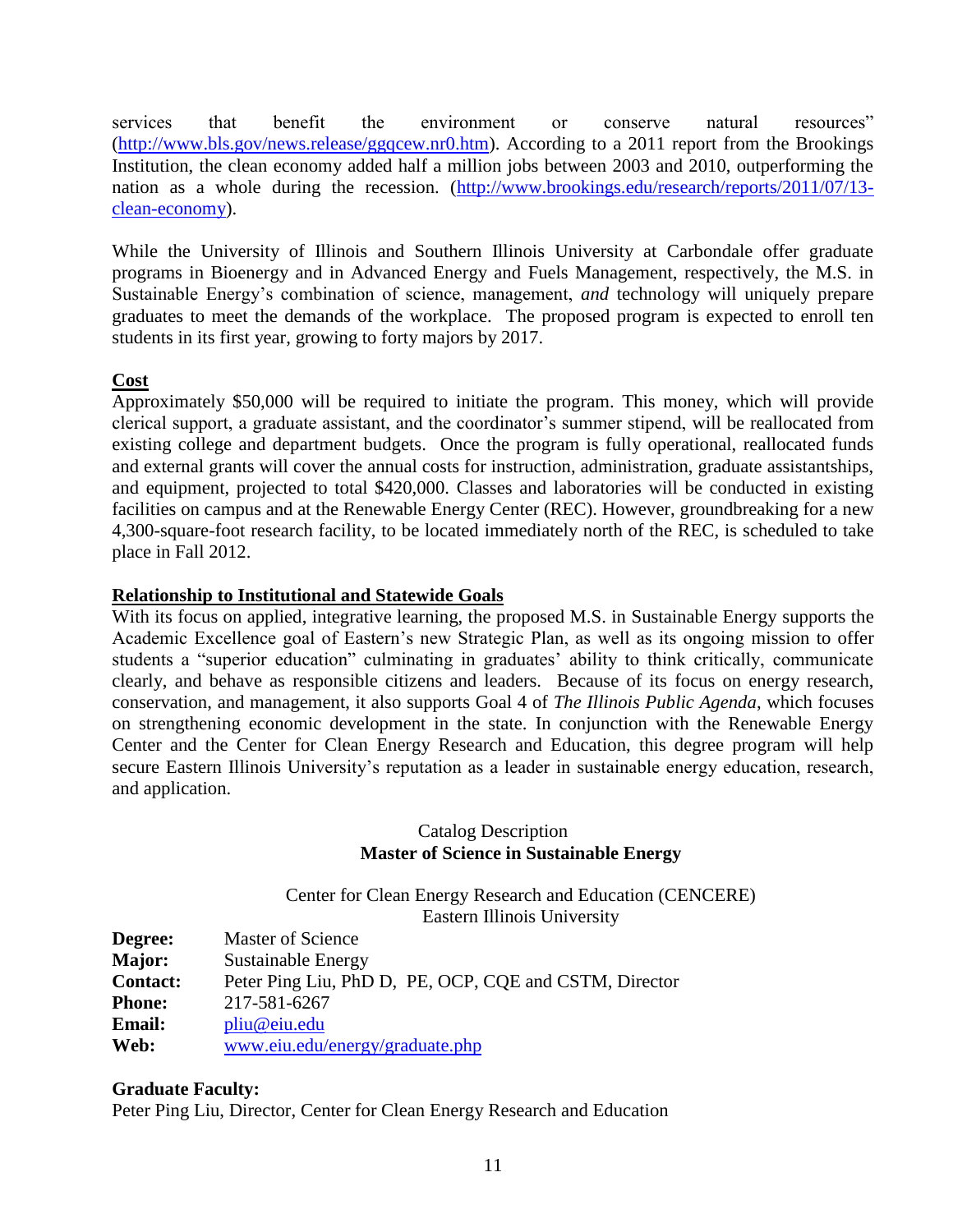services that benefit the environment or conserve natural resources" (http://www.bls.gov/news.release/ggqcew.nr0.htm). According to a 2011 report from the Brookings Institution, the clean economy added half a million jobs between 2003 and 2010, outperforming the nation as a whole during the recession. (http://www.brookings.edu/research/reports/2011/07/13-clean-economy).

While the University of Illinois and Southern Illinois University at Carbondale offer graduate programs in Bioenergy and in Advanced Energy and Fuels Management, respectively, the M.S. in Sustainable Energy's combination of science, management, *and* technology will uniquely prepare graduates to meet the demands of the workplace. The proposed program is expected to enroll ten students in its first year, growing to forty majors by 2017.

## Cost

Approximately $50,000 will be required to initiate the program. This money, which will provide clerical support, a graduate assistant, and the coordinator's summer stipend, will be reallocated from existing college and department budgets. Once the program is fully operational, reallocated funds and external grants will cover the annual costs for instruction, administration, graduate assistantships, and equipment, projected to total $420,000. Classes and laboratories will be conducted in existing facilities on campus and at the Renewable Energy Center (REC). However, groundbreaking for a new 4,300-square-foot research facility, to be located immediately north of the REC, is scheduled to take place in Fall 2012.

## Relationship to Institutional and Statewide Goals

With its focus on applied, integrative learning, the proposed M.S. in Sustainable Energy supports the Academic Excellence goal of Eastern's new Strategic Plan, as well as its ongoing mission to offer students a "superior education" culminating in graduates' ability to think critically, communicate clearly, and behave as responsible citizens and leaders. Because of its focus on energy research, conservation, and management, it also supports Goal 4 of *The Illinois Public Agenda*, which focuses on strengthening economic development in the state. In conjunction with the Renewable Energy Center and the Center for Clean Energy Research and Education, this degree program will help secure Eastern Illinois University's reputation as a leader in sustainable energy education, research, and application.

Catalog Description

**Master of Science in Sustainable Energy**

Center for Clean Energy Research and Education (CENCERE)
Eastern Illinois University

**Degree:** Master of Science
**Major:** Sustainable Energy
**Contact:** Peter Ping Liu, PhD D, PE, OCP, CQE and CSTM, Director
**Phone:** 217-581-6267
**Email:** pliu@eiu.edu
**Web:** www.eiu.edu/energy/graduate.php

**Graduate Faculty:**

Peter Ping Liu, Director, Center for Clean Energy Research and Education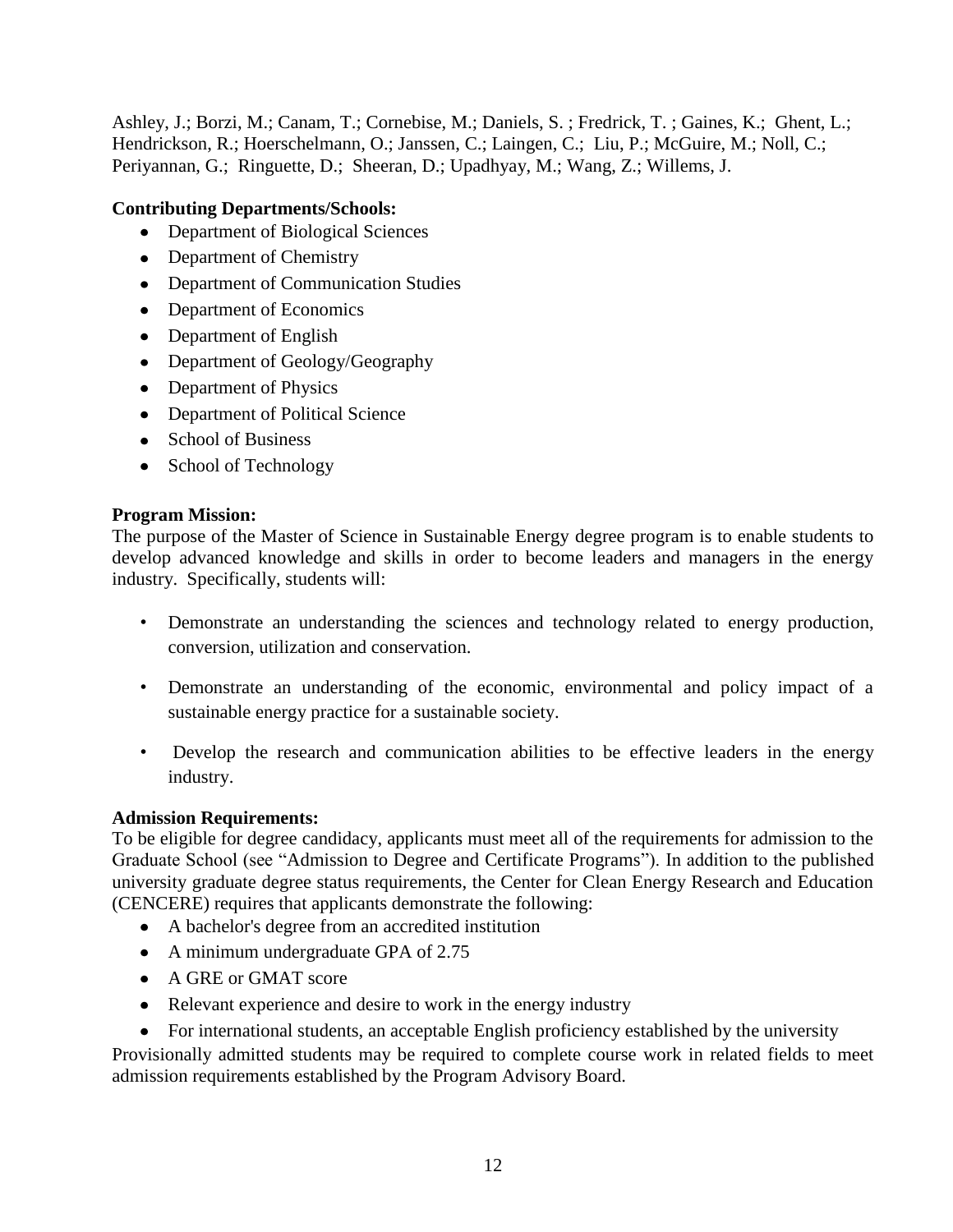Ashley, J.; Borzi, M.; Canam, T.; Cornebise, M.; Daniels, S. ; Fredrick, T. ; Gaines, K.; Ghent, L.; Hendrickson, R.; Hoerschelmann, O.; Janssen, C.; Laingen, C.; Liu, P.; McGuire, M.; Noll, C.; Periyannan, G.; Ringuette, D.; Sheeran, D.; Upadhyay, M.; Wang, Z.; Willems, J.

**Contributing Departments/Schools:**

- Department of Biological Sciences
- Department of Chemistry
- Department of Communication Studies
- Department of Economics
- Department of English
- Department of Geology/Geography
- Department of Physics
- Department of Political Science
- School of Business
- School of Technology

**Program Mission:**

The purpose of the Master of Science in Sustainable Energy degree program is to enable students to develop advanced knowledge and skills in order to become leaders and managers in the energy industry. Specifically, students will:

- Demonstrate an understanding the sciences and technology related to energy production, conversion, utilization and conservation.
- Demonstrate an understanding of the economic, environmental and policy impact of a sustainable energy practice for a sustainable society.
- Develop the research and communication abilities to be effective leaders in the energy industry.

**Admission Requirements:**

To be eligible for degree candidacy, applicants must meet all of the requirements for admission to the Graduate School (see "Admission to Degree and Certificate Programs"). In addition to the published university graduate degree status requirements, the Center for Clean Energy Research and Education (CENCERE) requires that applicants demonstrate the following:

- A bachelor's degree from an accredited institution
- A minimum undergraduate GPA of 2.75
- A GRE or GMAT score
- Relevant experience and desire to work in the energy industry
- For international students, an acceptable English proficiency established by the university

Provisionally admitted students may be required to complete course work in related fields to meet admission requirements established by the Program Advisory Board.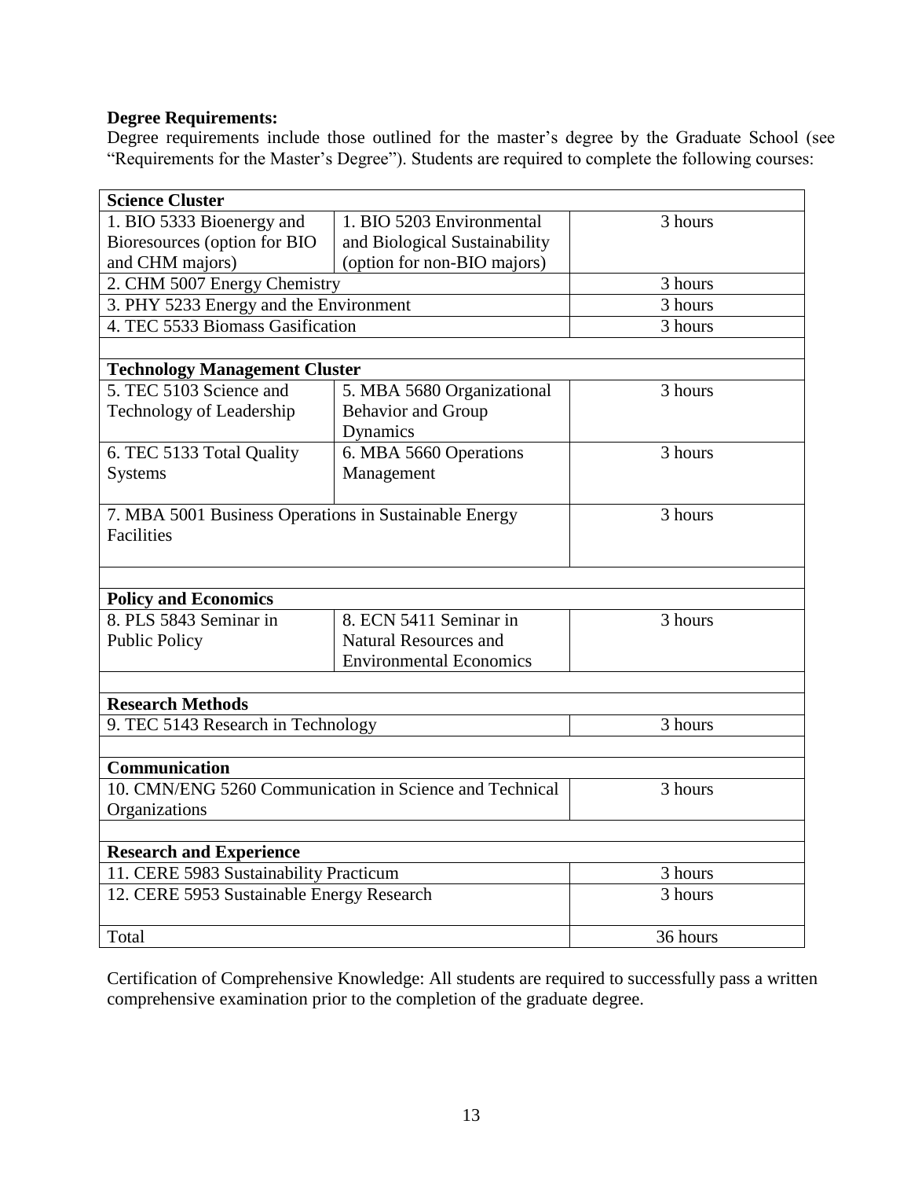**Degree Requirements:**

Degree requirements include those outlined for the master's degree by the Graduate School (see "Requirements for the Master's Degree"). Students are required to complete the following courses:

| | | |
|---|---|---|
| **Science Cluster** | | |
| 1. BIO 5333 Bioenergy and Bioresources (option for BIO and CHM majors) | 1. BIO 5203 Environmental and Biological Sustainability (option for non-BIO majors) | 3 hours |
| 2. CHM 5007 Energy Chemistry | | 3 hours |
| 3. PHY 5233 Energy and the Environment | | 3 hours |
| 4. TEC 5533 Biomass Gasification | | 3 hours |
| | | |
| **Technology Management Cluster** | | |
| 5. TEC 5103 Science and Technology of Leadership | 5. MBA 5680 Organizational Behavior and Group Dynamics | 3 hours |
| 6. TEC 5133 Total Quality Systems | 6. MBA 5660 Operations Management | 3 hours |
| 7. MBA 5001 Business Operations in Sustainable Energy Facilities | | 3 hours |
| | | |
| **Policy and Economics** | | |
| 8. PLS 5843 Seminar in Public Policy | 8. ECN 5411 Seminar in Natural Resources and Environmental Economics | 3 hours |
| | | |
| **Research Methods** | | |
| 9. TEC 5143 Research in Technology | | 3 hours |
| | | |
| **Communication** | | |
| 10. CMN/ENG 5260 Communication in Science and Technical Organizations | | 3 hours |
| | | |
| **Research and Experience** | | |
| 11. CERE 5983 Sustainability Practicum | | 3 hours |
| 12. CERE 5953 Sustainable Energy Research | | 3 hours |
| Total | | 36 hours |

Certification of Comprehensive Knowledge: All students are required to successfully pass a written comprehensive examination prior to the completion of the graduate degree.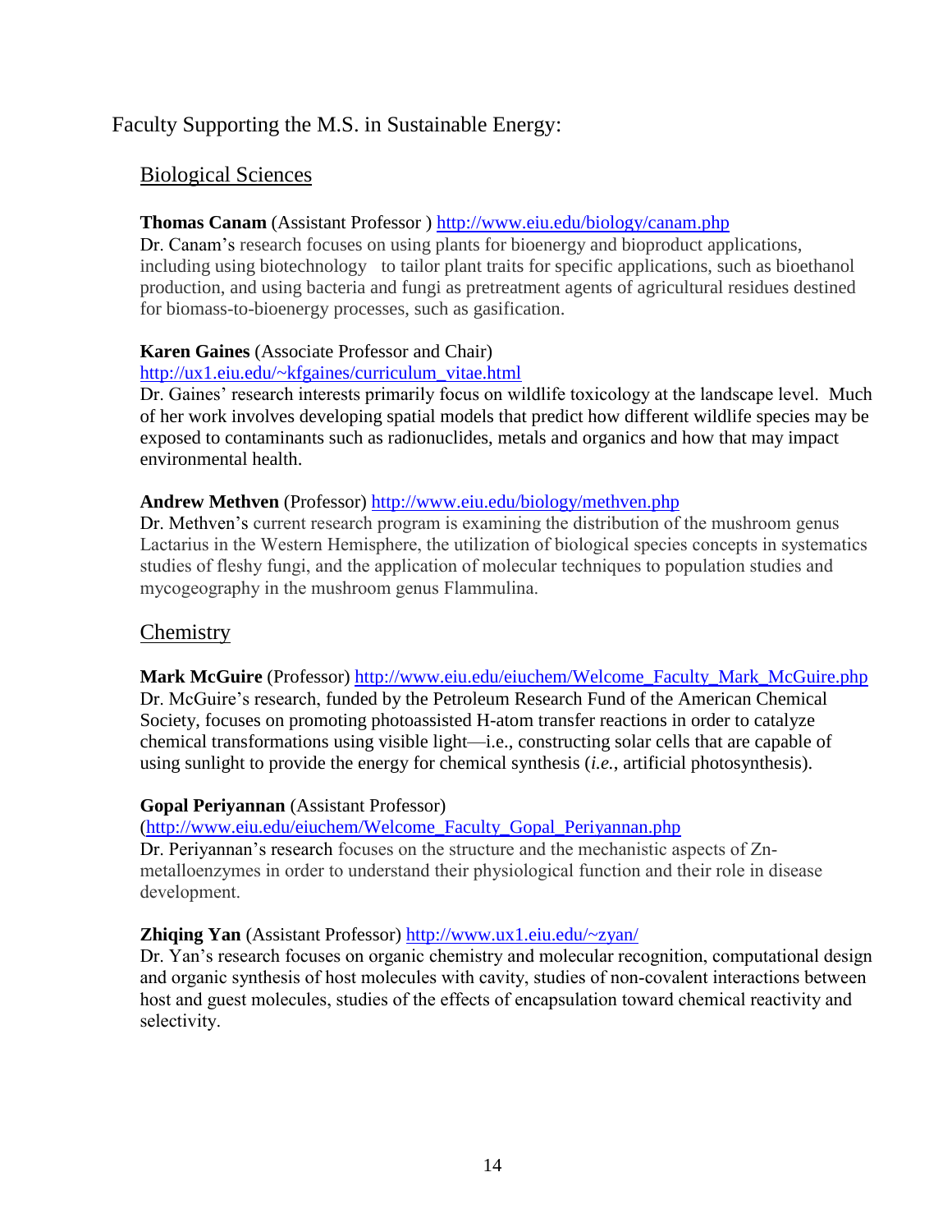# Faculty Supporting the M.S. in Sustainable Energy:

## Biological Sciences

**Thomas Canam** (Assistant Professor ) http://www.eiu.edu/biology/canam.php
Dr. Canam's research focuses on using plants for bioenergy and bioproduct applications, including using biotechnology to tailor plant traits for specific applications, such as bioethanol production, and using bacteria and fungi as pretreatment agents of agricultural residues destined for biomass-to-bioenergy processes, such as gasification.

**Karen Gaines** (Associate Professor and Chair)
http://ux1.eiu.edu/~kfgaines/curriculum_vitae.html
Dr. Gaines' research interests primarily focus on wildlife toxicology at the landscape level. Much of her work involves developing spatial models that predict how different wildlife species may be exposed to contaminants such as radionuclides, metals and organics and how that may impact environmental health.

**Andrew Methven** (Professor) http://www.eiu.edu/biology/methven.php
Dr. Methven's current research program is examining the distribution of the mushroom genus Lactarius in the Western Hemisphere, the utilization of biological species concepts in systematics studies of fleshy fungi, and the application of molecular techniques to population studies and mycogeography in the mushroom genus Flammulina.

## Chemistry

**Mark McGuire** (Professor) http://www.eiu.edu/eiuchem/Welcome_Faculty_Mark_McGuire.php
Dr. McGuire's research, funded by the Petroleum Research Fund of the American Chemical Society, focuses on promoting photoassisted H-atom transfer reactions in order to catalyze chemical transformations using visible light—i.e., constructing solar cells that are capable of using sunlight to provide the energy for chemical synthesis (*i.e.*, artificial photosynthesis).

**Gopal Periyannan** (Assistant Professor)
(http://www.eiu.edu/eiuchem/Welcome_Faculty_Gopal_Periyannan.php
Dr. Periyannan's research focuses on the structure and the mechanistic aspects of Zn-metalloenzymes in order to understand their physiological function and their role in disease development.

**Zhiqing Yan** (Assistant Professor) http://www.ux1.eiu.edu/~zyan/
Dr. Yan's research focuses on organic chemistry and molecular recognition, computational design and organic synthesis of host molecules with cavity, studies of non-covalent interactions between host and guest molecules, studies of the effects of encapsulation toward chemical reactivity and selectivity.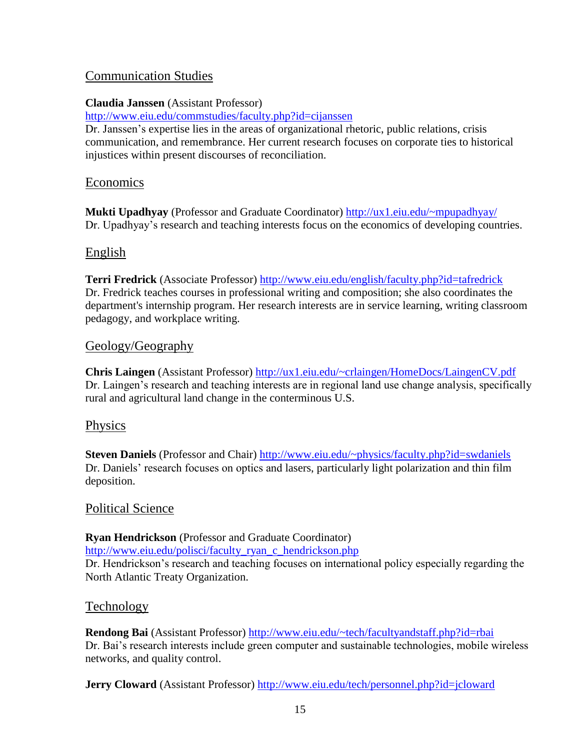## Communication Studies

**Claudia Janssen** (Assistant Professor)
http://www.eiu.edu/commstudies/faculty.php?id=cijanssen
Dr. Janssen's expertise lies in the areas of organizational rhetoric, public relations, crisis communication, and remembrance. Her current research focuses on corporate ties to historical injustices within present discourses of reconciliation.

## Economics

**Mukti Upadhyay** (Professor and Graduate Coordinator) http://ux1.eiu.edu/~mpupadhyay/
Dr. Upadhyay's research and teaching interests focus on the economics of developing countries.

## English

**Terri Fredrick** (Associate Professor) http://www.eiu.edu/english/faculty.php?id=tafredrick
Dr. Fredrick teaches courses in professional writing and composition; she also coordinates the department's internship program. Her research interests are in service learning, writing classroom pedagogy, and workplace writing.

## Geology/Geography

**Chris Laingen** (Assistant Professor) http://ux1.eiu.edu/~crlaingen/HomeDocs/LaingenCV.pdf
Dr. Laingen's research and teaching interests are in regional land use change analysis, specifically rural and agricultural land change in the conterminous U.S.

## Physics

**Steven Daniels** (Professor and Chair) http://www.eiu.edu/~physics/faculty.php?id=swdaniels
Dr. Daniels' research focuses on optics and lasers, particularly light polarization and thin film deposition.

## Political Science

**Ryan Hendrickson** (Professor and Graduate Coordinator)
http://www.eiu.edu/polisci/faculty_ryan_c_hendrickson.php
Dr. Hendrickson's research and teaching focuses on international policy especially regarding the North Atlantic Treaty Organization.

## Technology

**Rendong Bai** (Assistant Professor) http://www.eiu.edu/~tech/facultyandstaff.php?id=rbai
Dr. Bai's research interests include green computer and sustainable technologies, mobile wireless networks, and quality control.

**Jerry Cloward** (Assistant Professor) http://www.eiu.edu/tech/personnel.php?id=jcloward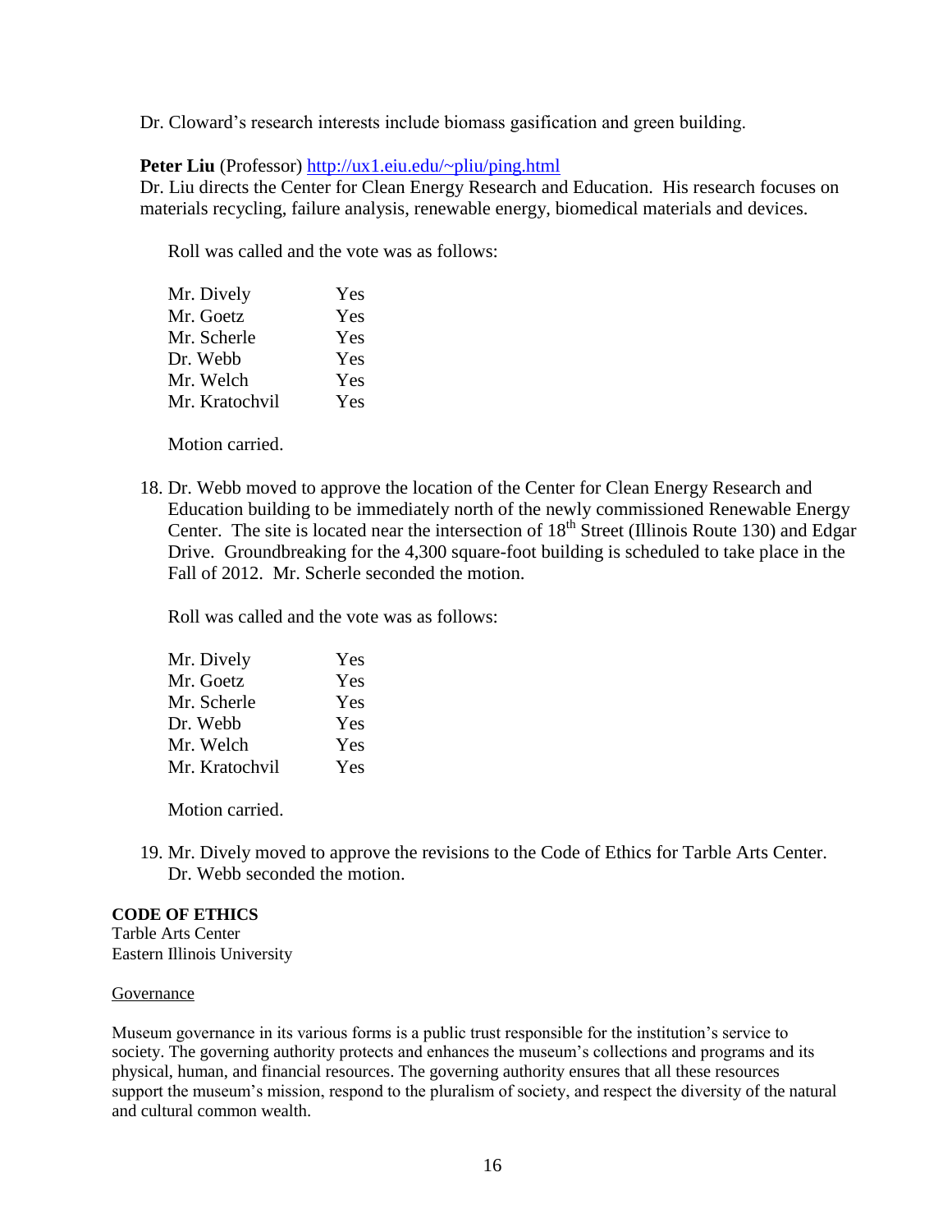Dr. Cloward's research interests include biomass gasification and green building.

**Peter Liu** (Professor) http://ux1.eiu.edu/~pliu/ping.html
Dr. Liu directs the Center for Clean Energy Research and Education. His research focuses on materials recycling, failure analysis, renewable energy, biomedical materials and devices.

Roll was called and the vote was as follows:

| | |
|---|---|
| Mr. Dively | Yes |
| Mr. Goetz | Yes |
| Mr. Scherle | Yes |
| Dr. Webb | Yes |
| Mr. Welch | Yes |
| Mr. Kratochvil | Yes |

Motion carried.

18. Dr. Webb moved to approve the location of the Center for Clean Energy Research and Education building to be immediately north of the newly commissioned Renewable Energy Center. The site is located near the intersection of 18th Street (Illinois Route 130) and Edgar Drive. Groundbreaking for the 4,300 square-foot building is scheduled to take place in the Fall of 2012. Mr. Scherle seconded the motion.

Roll was called and the vote was as follows:

| | |
|---|---|
| Mr. Dively | Yes |
| Mr. Goetz | Yes |
| Mr. Scherle | Yes |
| Dr. Webb | Yes |
| Mr. Welch | Yes |
| Mr. Kratochvil | Yes |

Motion carried.

19. Mr. Dively moved to approve the revisions to the Code of Ethics for Tarble Arts Center. Dr. Webb seconded the motion.

**CODE OF ETHICS**
Tarble Arts Center
Eastern Illinois University

Governance

Museum governance in its various forms is a public trust responsible for the institution's service to society. The governing authority protects and enhances the museum's collections and programs and its physical, human, and financial resources. The governing authority ensures that all these resources support the museum's mission, respond to the pluralism of society, and respect the diversity of the natural and cultural common wealth.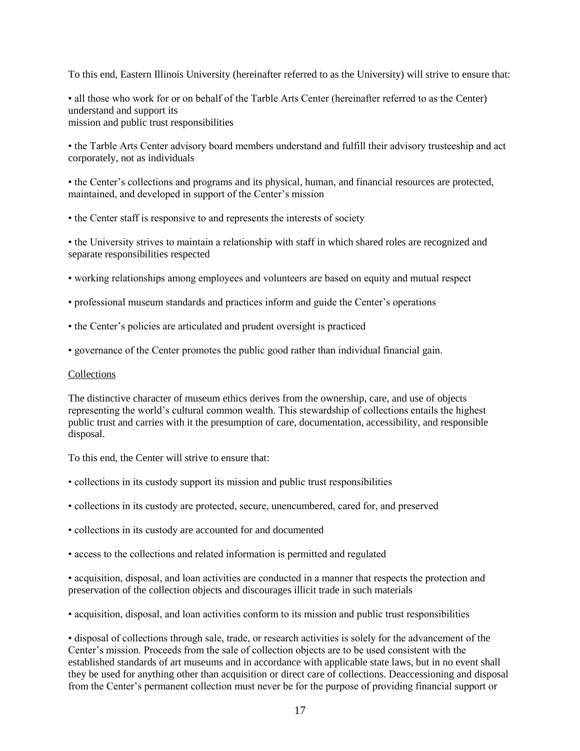To this end, Eastern Illinois University (hereinafter referred to as the University) will strive to ensure that:

- all those who work for or on behalf of the Tarble Arts Center (hereinafter referred to as the Center) understand and support its mission and public trust responsibilities

- the Tarble Arts Center advisory board members understand and fulfill their advisory trusteeship and act corporately, not as individuals

- the Center's collections and programs and its physical, human, and financial resources are protected, maintained, and developed in support of the Center's mission

- the Center staff is responsive to and represents the interests of society

- the University strives to maintain a relationship with staff in which shared roles are recognized and separate responsibilities respected

- working relationships among employees and volunteers are based on equity and mutual respect

- professional museum standards and practices inform and guide the Center's operations

- the Center's policies are articulated and prudent oversight is practiced

- governance of the Center promotes the public good rather than individual financial gain.

<u>Collections</u>

The distinctive character of museum ethics derives from the ownership, care, and use of objects representing the world's cultural common wealth. This stewardship of collections entails the highest public trust and carries with it the presumption of care, documentation, accessibility, and responsible disposal.

To this end, the Center will strive to ensure that:

- collections in its custody support its mission and public trust responsibilities

- collections in its custody are protected, secure, unencumbered, cared for, and preserved

- collections in its custody are accounted for and documented

- access to the collections and related information is permitted and regulated

- acquisition, disposal, and loan activities are conducted in a manner that respects the protection and preservation of the collection objects and discourages illicit trade in such materials

- acquisition, disposal, and loan activities conform to its mission and public trust responsibilities

- disposal of collections through sale, trade, or research activities is solely for the advancement of the Center's mission. Proceeds from the sale of collection objects are to be used consistent with the established standards of art museums and in accordance with applicable state laws, but in no event shall they be used for anything other than acquisition or direct care of collections. Deaccessioning and disposal from the Center's permanent collection must never be for the purpose of providing financial support or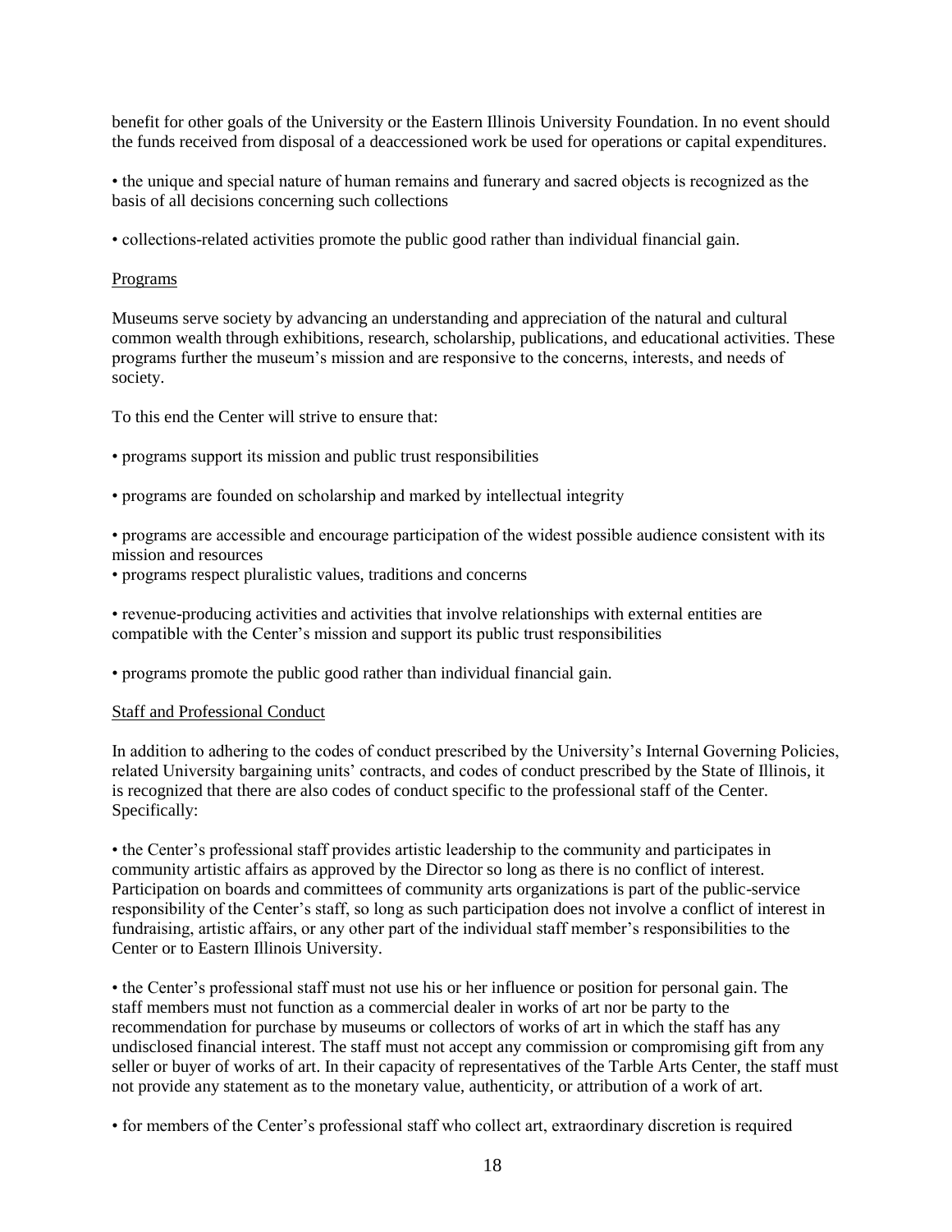benefit for other goals of the University or the Eastern Illinois University Foundation. In no event should the funds received from disposal of a deaccessioned work be used for operations or capital expenditures.

• the unique and special nature of human remains and funerary and sacred objects is recognized as the basis of all decisions concerning such collections

• collections-related activities promote the public good rather than individual financial gain.

<u>Programs</u>

Museums serve society by advancing an understanding and appreciation of the natural and cultural common wealth through exhibitions, research, scholarship, publications, and educational activities. These programs further the museum's mission and are responsive to the concerns, interests, and needs of society.

To this end the Center will strive to ensure that:

• programs support its mission and public trust responsibilities

• programs are founded on scholarship and marked by intellectual integrity

• programs are accessible and encourage participation of the widest possible audience consistent with its mission and resources

• programs respect pluralistic values, traditions and concerns

• revenue-producing activities and activities that involve relationships with external entities are compatible with the Center's mission and support its public trust responsibilities

• programs promote the public good rather than individual financial gain.

<u>Staff and Professional Conduct</u>

In addition to adhering to the codes of conduct prescribed by the University's Internal Governing Policies, related University bargaining units' contracts, and codes of conduct prescribed by the State of Illinois, it is recognized that there are also codes of conduct specific to the professional staff of the Center. Specifically:

• the Center's professional staff provides artistic leadership to the community and participates in community artistic affairs as approved by the Director so long as there is no conflict of interest. Participation on boards and committees of community arts organizations is part of the public-service responsibility of the Center's staff, so long as such participation does not involve a conflict of interest in fundraising, artistic affairs, or any other part of the individual staff member's responsibilities to the Center or to Eastern Illinois University.

• the Center's professional staff must not use his or her influence or position for personal gain. The staff members must not function as a commercial dealer in works of art nor be party to the recommendation for purchase by museums or collectors of works of art in which the staff has any undisclosed financial interest. The staff must not accept any commission or compromising gift from any seller or buyer of works of art. In their capacity of representatives of the Tarble Arts Center, the staff must not provide any statement as to the monetary value, authenticity, or attribution of a work of art.

• for members of the Center's professional staff who collect art, extraordinary discretion is required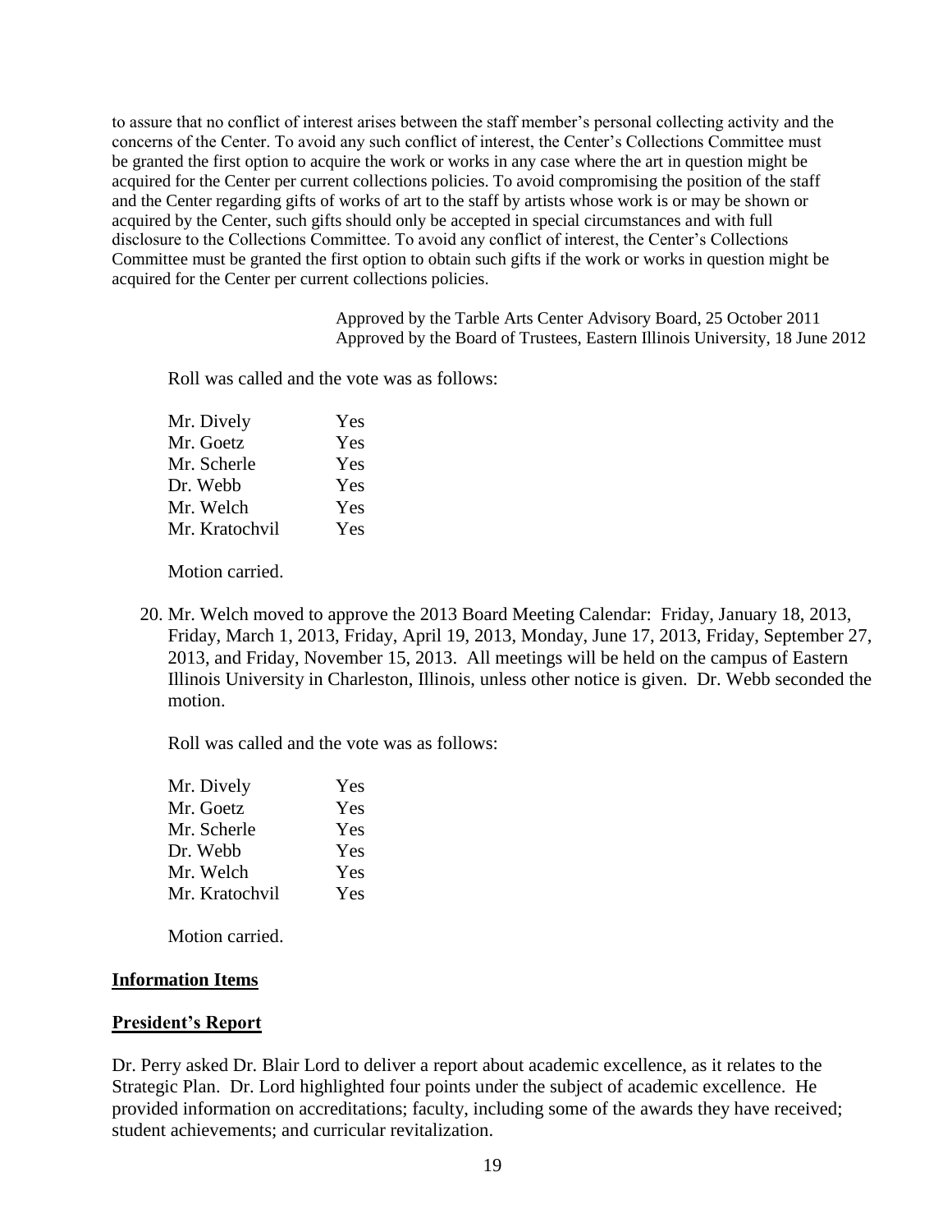to assure that no conflict of interest arises between the staff member's personal collecting activity and the concerns of the Center. To avoid any such conflict of interest, the Center's Collections Committee must be granted the first option to acquire the work or works in any case where the art in question might be acquired for the Center per current collections policies. To avoid compromising the position of the staff and the Center regarding gifts of works of art to the staff by artists whose work is or may be shown or acquired by the Center, such gifts should only be accepted in special circumstances and with full disclosure to the Collections Committee. To avoid any conflict of interest, the Center's Collections Committee must be granted the first option to obtain such gifts if the work or works in question might be acquired for the Center per current collections policies.

Approved by the Tarble Arts Center Advisory Board, 25 October 2011
Approved by the Board of Trustees, Eastern Illinois University, 18 June 2012

Roll was called and the vote was as follows:

| | |
|---|---|
| Mr. Dively | Yes |
| Mr. Goetz | Yes |
| Mr. Scherle | Yes |
| Dr. Webb | Yes |
| Mr. Welch | Yes |
| Mr. Kratochvil | Yes |

Motion carried.

20. Mr. Welch moved to approve the 2013 Board Meeting Calendar: Friday, January 18, 2013, Friday, March 1, 2013, Friday, April 19, 2013, Monday, June 17, 2013, Friday, September 27, 2013, and Friday, November 15, 2013. All meetings will be held on the campus of Eastern Illinois University in Charleston, Illinois, unless other notice is given. Dr. Webb seconded the motion.

Roll was called and the vote was as follows:

| | |
|---|---|
| Mr. Dively | Yes |
| Mr. Goetz | Yes |
| Mr. Scherle | Yes |
| Dr. Webb | Yes |
| Mr. Welch | Yes |
| Mr. Kratochvil | Yes |

Motion carried.

## Information Items

## President's Report

Dr. Perry asked Dr. Blair Lord to deliver a report about academic excellence, as it relates to the Strategic Plan. Dr. Lord highlighted four points under the subject of academic excellence. He provided information on accreditations; faculty, including some of the awards they have received; student achievements; and curricular revitalization.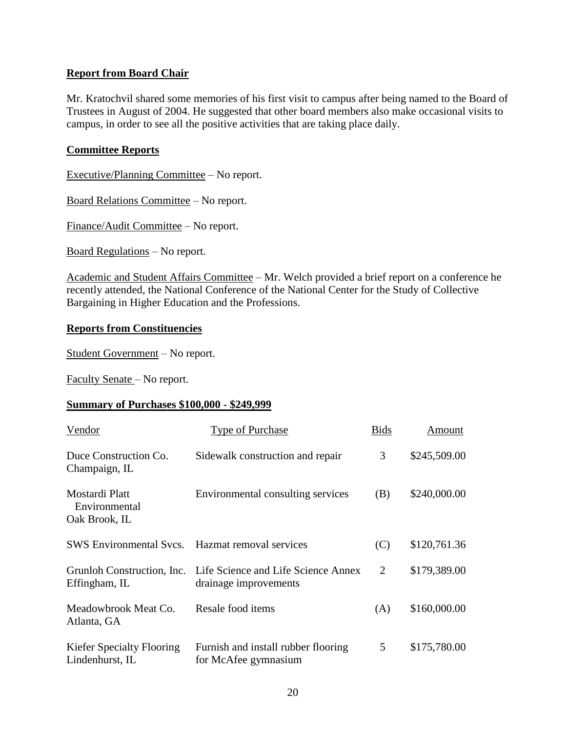## Report from Board Chair

Mr. Kratochvil shared some memories of his first visit to campus after being named to the Board of Trustees in August of 2004. He suggested that other board members also make occasional visits to campus, in order to see all the positive activities that are taking place daily.

## Committee Reports

Executive/Planning Committee – No report.

Board Relations Committee – No report.

Finance/Audit Committee – No report.

Board Regulations – No report.

Academic and Student Affairs Committee – Mr. Welch provided a brief report on a conference he recently attended, the National Conference of the National Center for the Study of Collective Bargaining in Higher Education and the Professions.

## Reports from Constituencies

Student Government – No report.

Faculty Senate – No report.

## Summary of Purchases $100,000 - $249,999

| Vendor | Type of Purchase | Bids | Amount |
|---|---|---|---|
| Duce Construction Co. Champaign, IL | Sidewalk construction and repair | 3 | $245,509.00 |
| Mostardi Platt Environmental Oak Brook, IL | Environmental consulting services | (B) | $240,000.00 |
| SWS Environmental Svcs. | Hazmat removal services | (C) | $120,761.36 |
| Grunloh Construction, Inc. Effingham, IL | Life Science and Life Science Annex drainage improvements | 2 | $179,389.00 |
| Meadowbrook Meat Co. Atlanta, GA | Resale food items | (A) | $160,000.00 |
| Kiefer Specialty Flooring Lindenhurst, IL | Furnish and install rubber flooring for McAfee gymnasium | 5 | $175,780.00 |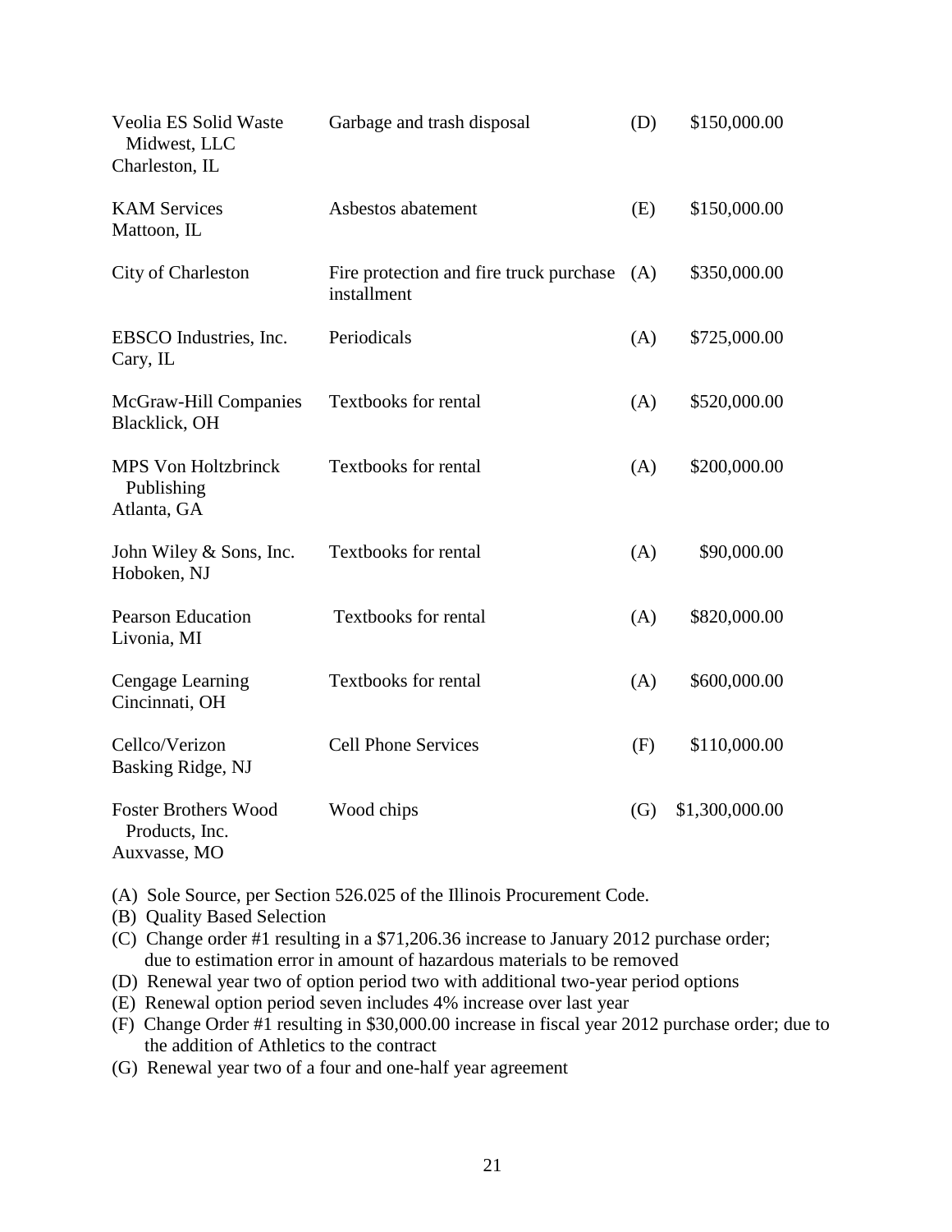| | | | |
|---|---|---|---|
| Veolia ES Solid Waste Midwest, LLC<br>Charleston, IL | Garbage and trash disposal | (D) | $150,000.00 |
| KAM Services<br>Mattoon, IL | Asbestos abatement | (E) | $150,000.00 |
| City of Charleston | Fire protection and fire truck purchase installment | (A) | $350,000.00 |
| EBSCO Industries, Inc.<br>Cary, IL | Periodicals | (A) | $725,000.00 |
| McGraw-Hill Companies<br>Blacklick, OH | Textbooks for rental | (A) | $520,000.00 |
| MPS Von Holtzbrinck Publishing<br>Atlanta, GA | Textbooks for rental | (A) | $200,000.00 |
| John Wiley & Sons, Inc.<br>Hoboken, NJ | Textbooks for rental | (A) | $90,000.00 |
| Pearson Education<br>Livonia, MI | Textbooks for rental | (A) | $820,000.00 |
| Cengage Learning<br>Cincinnati, OH | Textbooks for rental | (A) | $600,000.00 |
| Cellco/Verizon<br>Basking Ridge, NJ | Cell Phone Services | (F) | $110,000.00 |
| Foster Brothers Wood Products, Inc.<br>Auxvasse, MO | Wood chips | (G) | $1,300,000.00 |

(A) Sole Source, per Section 526.025 of the Illinois Procurement Code.
(B) Quality Based Selection
(C) Change order #1 resulting in a $71,206.36 increase to January 2012 purchase order; due to estimation error in amount of hazardous materials to be removed
(D) Renewal year two of option period two with additional two-year period options
(E) Renewal option period seven includes 4% increase over last year
(F) Change Order #1 resulting in $30,000.00 increase in fiscal year 2012 purchase order; due to the addition of Athletics to the contract
(G) Renewal year two of a four and one-half year agreement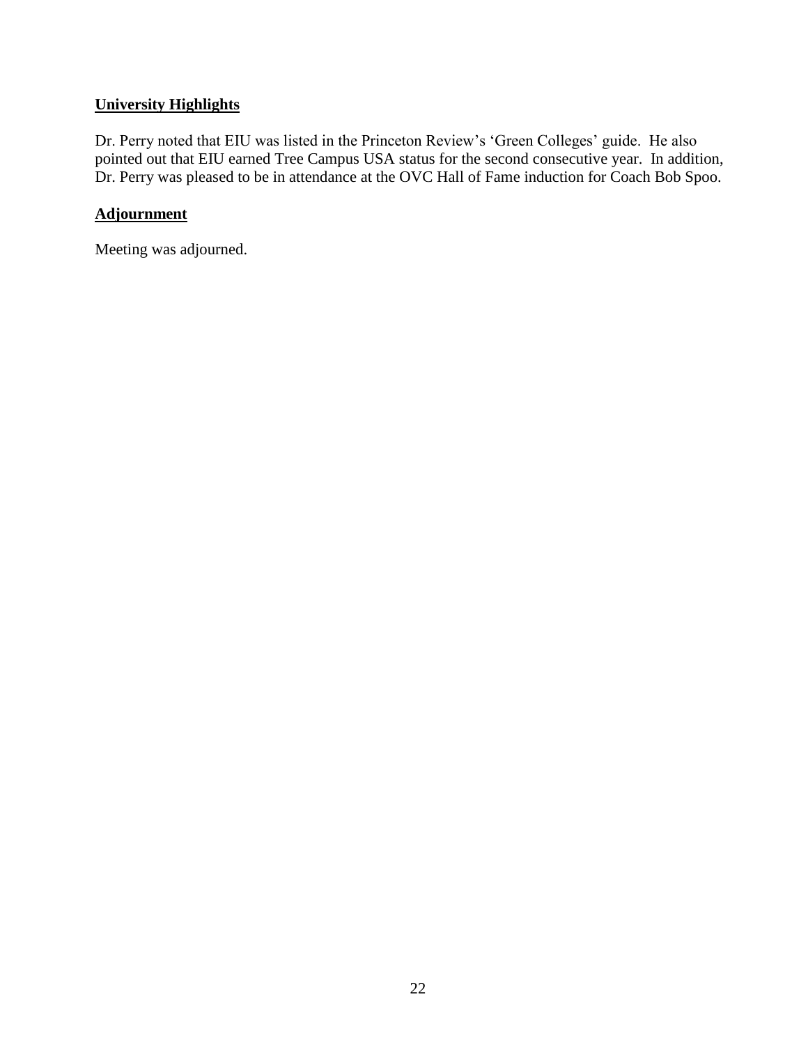## University Highlights

Dr. Perry noted that EIU was listed in the Princeton Review's 'Green Colleges' guide. He also pointed out that EIU earned Tree Campus USA status for the second consecutive year. In addition, Dr. Perry was pleased to be in attendance at the OVC Hall of Fame induction for Coach Bob Spoo.

## Adjournment

Meeting was adjourned.